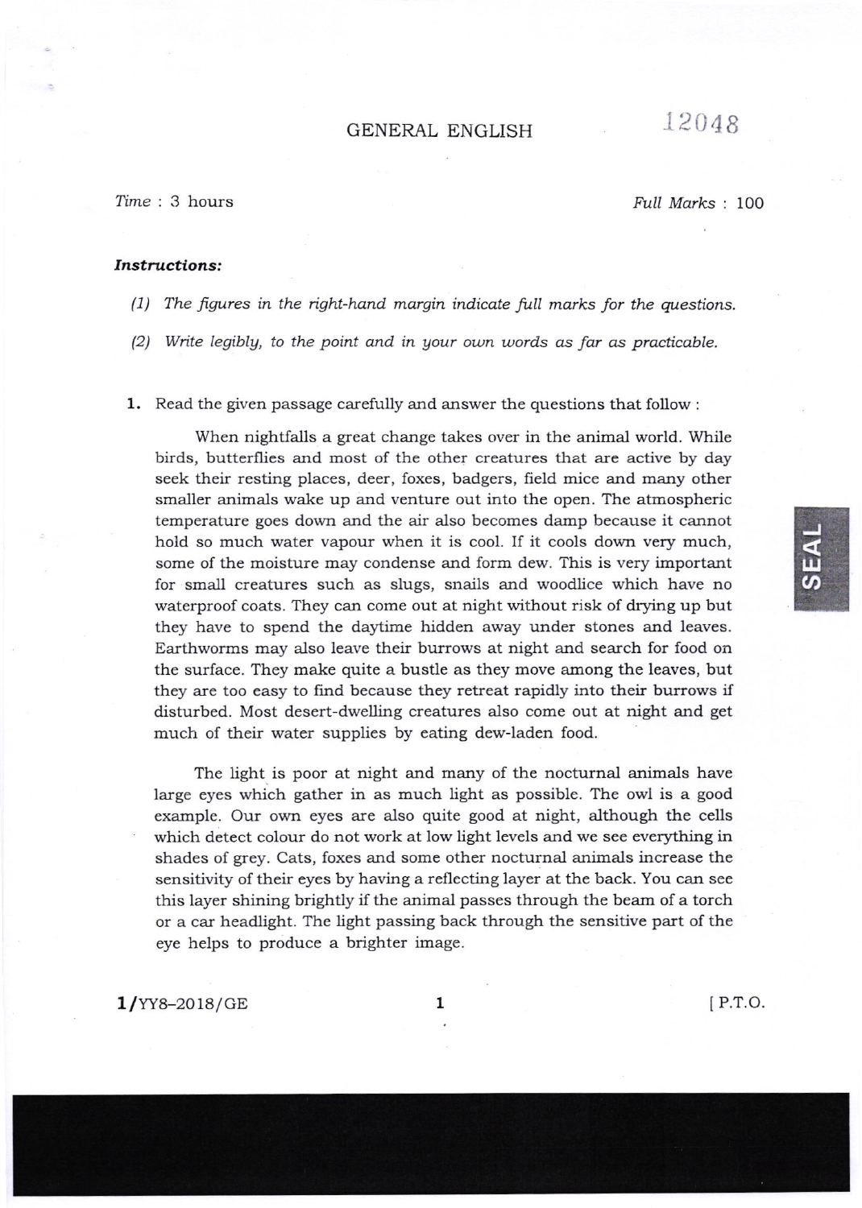# GENERAL ENGLISH

12048

*Time* : 3 hours

*Full Marks* : 100

***Instructions:***

*(1) The figures in the right-hand margin indicate full marks for the questions.*

*(2) Write legibly, to the point and in your own words as far as practicable.*

**1.** Read the given passage carefully and answer the questions that follow :

When nightfalls a great change takes over in the animal world. While birds, butterflies and most of the other creatures that are active by day seek their resting places, deer, foxes, badgers, field mice and many other smaller animals wake up and venture out into the open. The atmospheric temperature goes down and the air also becomes damp because it cannot hold so much water vapour when it is cool. If it cools down very much, some of the moisture may condense and form dew. This is very important for small creatures such as slugs, snails and woodlice which have no waterproof coats. They can come out at night without risk of drying up but they have to spend the daytime hidden away under stones and leaves. Earthworms may also leave their burrows at night and search for food on the surface. They make quite a bustle as they move among the leaves, but they are too easy to find because they retreat rapidly into their burrows if disturbed. Most desert-dwelling creatures also come out at night and get much of their water supplies by eating dew-laden food.

The light is poor at night and many of the nocturnal animals have large eyes which gather in as much light as possible. The owl is a good example. Our own eyes are also quite good at night, although the cells which detect colour do not work at low light levels and we see everything in shades of grey. Cats, foxes and some other nocturnal animals increase the sensitivity of their eyes by having a reflecting layer at the back. You can see this layer shining brightly if the animal passes through the beam of a torch or a car headlight. The light passing back through the sensitive part of the eye helps to produce a brighter image.

1/YY8–2018/GE

[ P.T.O.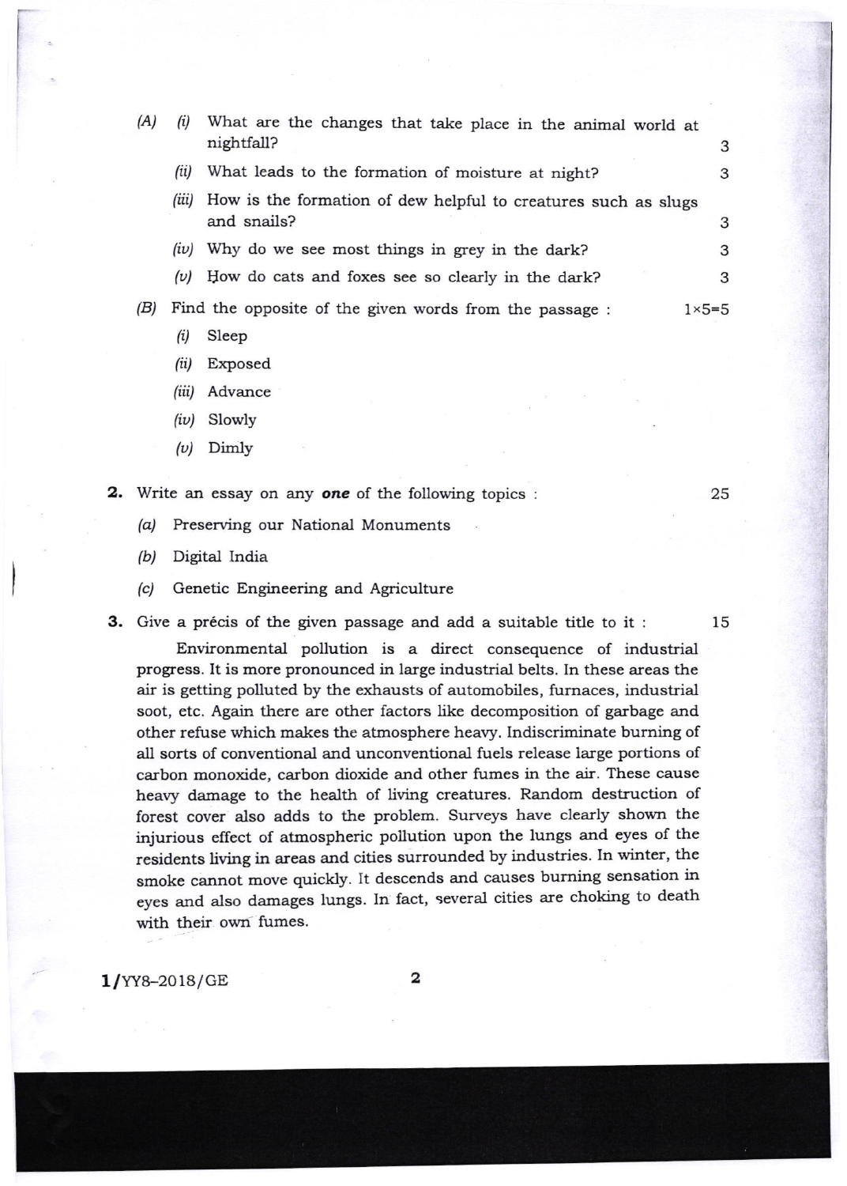(A) (i) What are the changes that take place in the animal world at nightfall? 3

(ii) What leads to the formation of moisture at night? 3

(iii) How is the formation of dew helpful to creatures such as slugs and snails? 3

(iv) Why do we see most things in grey in the dark? 3

(v) How do cats and foxes see so clearly in the dark? 3

(B) Find the opposite of the given words from the passage : 1×5=5

(i) Sleep

(ii) Exposed

(iii) Advance

(iv) Slowly

(v) Dimly

**2.** Write an essay on any ***one*** of the following topics : 25

(a) Preserving our National Monuments

(b) Digital India

(c) Genetic Engineering and Agriculture

**3.** Give a précis of the given passage and add a suitable title to it : 15

Environmental pollution is a direct consequence of industrial progress. It is more pronounced in large industrial belts. In these areas the air is getting polluted by the exhausts of automobiles, furnaces, industrial soot, etc. Again there are other factors like decomposition of garbage and other refuse which makes the atmosphere heavy. Indiscriminate burning of all sorts of conventional and unconventional fuels release large portions of carbon monoxide, carbon dioxide and other fumes in the air. These cause heavy damage to the health of living creatures. Random destruction of forest cover also adds to the problem. Surveys have clearly shown the injurious effect of atmospheric pollution upon the lungs and eyes of the residents living in areas and cities surrounded by industries. In winter, the smoke cannot move quickly. It descends and causes burning sensation in eyes and also damages lungs. In fact, several cities are choking to death with their own fumes.

1/YY8–2018/GE